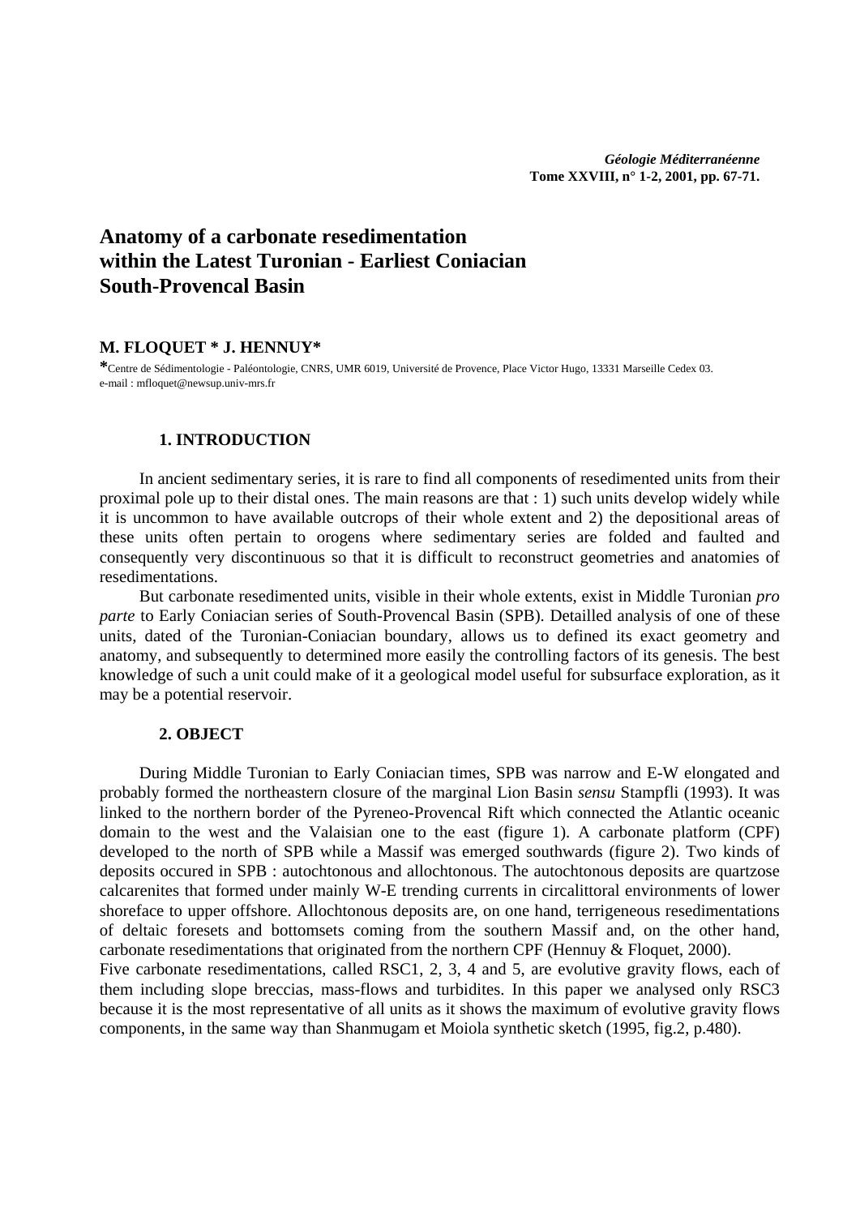# Anatomy of a carbonate resedimentation within the Latest Turonian - Earliest Coniacian South-Provencal Basin

**M. FLOQUET \* J. HENNUY\***

\*Centre de Sédimentologie - Paléontologie, CNRS, UMR 6019, Université de Provence, Place Victor Hugo, 13331 Marseille Cedex 03.
e-mail : mfloquet@newsup.univ-mrs.fr

## 1. INTRODUCTION

In ancient sedimentary series, it is rare to find all components of resedimented units from their proximal pole up to their distal ones. The main reasons are that : 1) such units develop widely while it is uncommon to have available outcrops of their whole extent and 2) the depositional areas of these units often pertain to orogens where sedimentary series are folded and faulted and consequently very discontinuous so that it is difficult to reconstruct geometries and anatomies of resedimentations.

But carbonate resedimented units, visible in their whole extents, exist in Middle Turonian *pro parte* to Early Coniacian series of South-Provencal Basin (SPB). Detailled analysis of one of these units, dated of the Turonian-Coniacian boundary, allows us to defined its exact geometry and anatomy, and subsequently to determined more easily the controlling factors of its genesis. The best knowledge of such a unit could make of it a geological model useful for subsurface exploration, as it may be a potential reservoir.

## 2. OBJECT

During Middle Turonian to Early Coniacian times, SPB was narrow and E-W elongated and probably formed the northeastern closure of the marginal Lion Basin *sensu* Stampfli (1993). It was linked to the northern border of the Pyreneo-Provencal Rift which connected the Atlantic oceanic domain to the west and the Valaisian one to the east (figure 1). A carbonate platform (CPF) developed to the north of SPB while a Massif was emerged southwards (figure 2). Two kinds of deposits occured in SPB : autochtonous and allochtonous. The autochtonous deposits are quartzose calcarenites that formed under mainly W-E trending currents in circalittoral environments of lower shoreface to upper offshore. Allochtonous deposits are, on one hand, terrigeneous resedimentations of deltaic foresets and bottomsets coming from the southern Massif and, on the other hand, carbonate resedimentations that originated from the northern CPF (Hennuy & Floquet, 2000).

Five carbonate resedimentations, called RSC1, 2, 3, 4 and 5, are evolutive gravity flows, each of them including slope breccias, mass-flows and turbidites. In this paper we analysed only RSC3 because it is the most representative of all units as it shows the maximum of evolutive gravity flows components, in the same way than Shanmugam et Moiola synthetic sketch (1995, fig.2, p.480).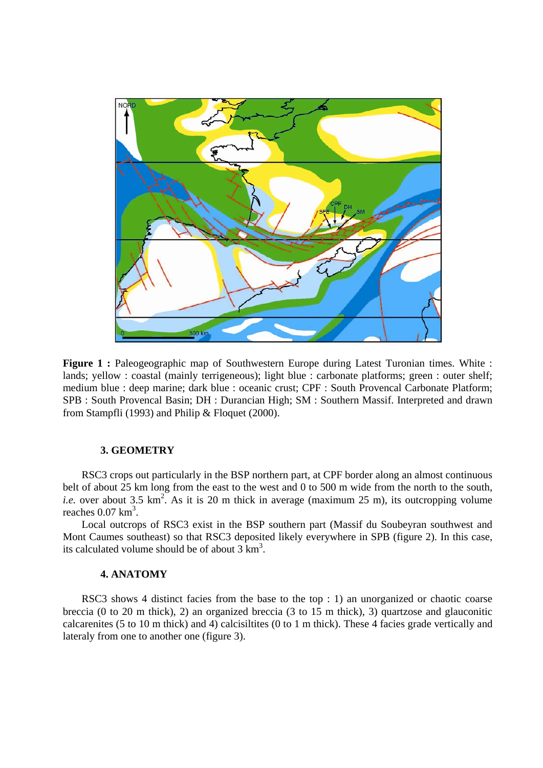**Figure 1 :** Paleogeographic map of Southwestern Europe during Latest Turonian times. White : lands; yellow : coastal (mainly terrigeneous); light blue : carbonate platforms; green : outer shelf; medium blue : deep marine; dark blue : oceanic crust; CPF : South Provencal Carbonate Platform; SPB : South Provencal Basin; DH : Durancian High; SM : Southern Massif. Interpreted and drawn from Stampfli (1993) and Philip & Floquet (2000).

### 3. GEOMETRY

RSC3 crops out particularly in the BSP northern part, at CPF border along an almost continuous belt of about 25 km long from the east to the west and 0 to 500 m wide from the north to the south, *i.e.* over about 3.5 km$^2$. As it is 20 m thick in average (maximum 25 m), its outcropping volume reaches 0.07 km$^3$.

Local outcrops of RSC3 exist in the BSP southern part (Massif du Soubeyran southwest and Mont Caumes southeast) so that RSC3 deposited likely everywhere in SPB (figure 2). In this case, its calculated volume should be of about 3 km$^3$.

### 4. ANATOMY

RSC3 shows 4 distinct facies from the base to the top : 1) an unorganized or chaotic coarse breccia (0 to 20 m thick), 2) an organized breccia (3 to 15 m thick), 3) quartzose and glauconitic calcarenites (5 to 10 m thick) and 4) calcisiltites (0 to 1 m thick). These 4 facies grade vertically and lateraly from one to another one (figure 3).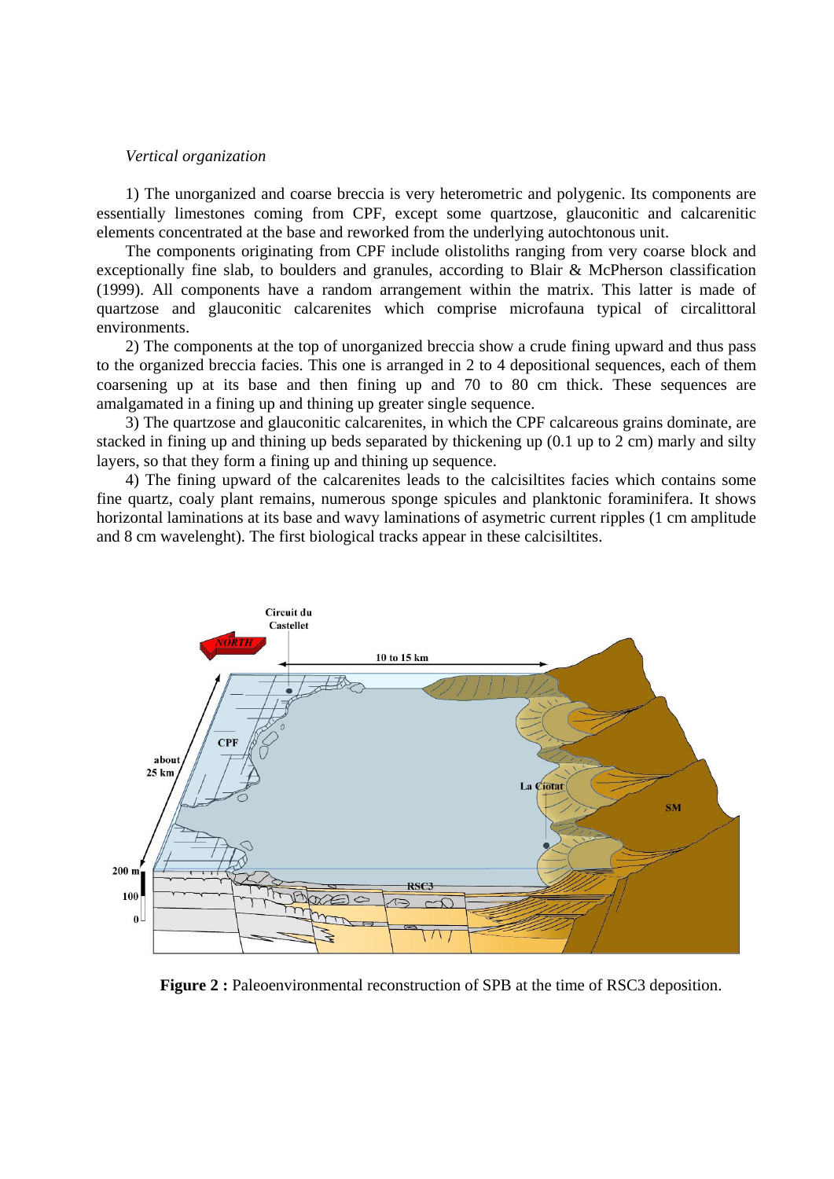*Vertical organization*

1) The unorganized and coarse breccia is very heterometric and polygenic. Its components are essentially limestones coming from CPF, except some quartzose, glauconitic and calcarenitic elements concentrated at the base and reworked from the underlying autochtonous unit.

The components originating from CPF include olistoliths ranging from very coarse block and exceptionally fine slab, to boulders and granules, according to Blair & McPherson classification (1999). All components have a random arrangement within the matrix. This latter is made of quartzose and glauconitic calcarenites which comprise microfauna typical of circalittoral environments.

2) The components at the top of unorganized breccia show a crude fining upward and thus pass to the organized breccia facies. This one is arranged in 2 to 4 depositional sequences, each of them coarsening up at its base and then fining up and 70 to 80 cm thick. These sequences are amalgamated in a fining up and thining up greater single sequence.

3) The quartzose and glauconitic calcarenites, in which the CPF calcareous grains dominate, are stacked in fining up and thining up beds separated by thickening up (0.1 up to 2 cm) marly and silty layers, so that they form a fining up and thining up sequence.

4) The fining upward of the calcarenites leads to the calcisiltites facies which contains some fine quartz, coaly plant remains, numerous sponge spicules and planktonic foraminifera. It shows horizontal laminations at its base and wavy laminations of asymetric current ripples (1 cm amplitude and 8 cm wavelenght). The first biological tracks appear in these calcisiltites.

**Figure 2 :** Paleoenvironmental reconstruction of SPB at the time of RSC3 deposition.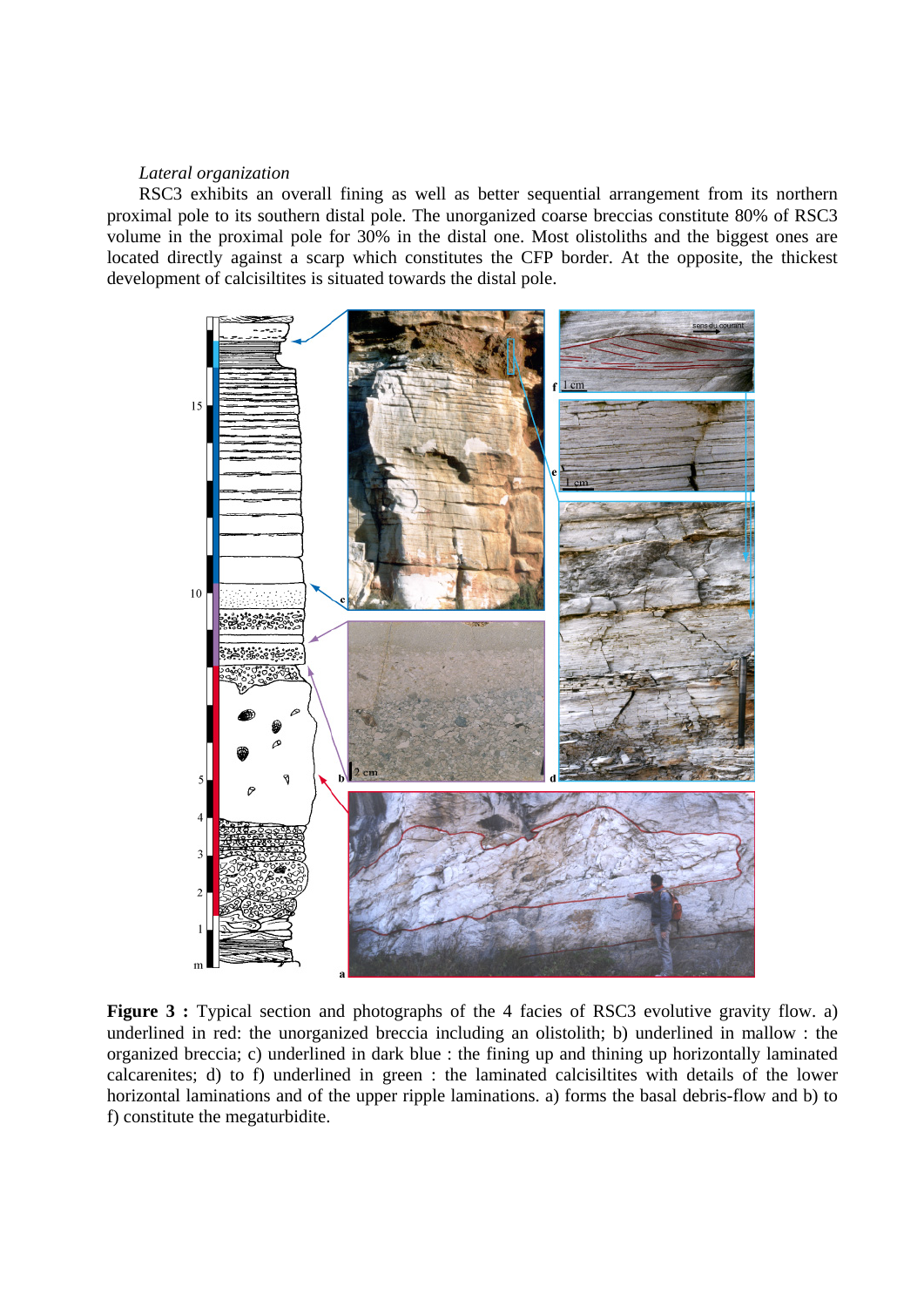*Lateral organization*

RSC3 exhibits an overall fining as well as better sequential arrangement from its northern proximal pole to its southern distal pole. The unorganized coarse breccias constitute 80% of RSC3 volume in the proximal pole for 30% in the distal one. Most olistoliths and the biggest ones are located directly against a scarp which constitutes the CFP border. At the opposite, the thickest development of calcisiltites is situated towards the distal pole.

**Figure 3 :** Typical section and photographs of the 4 facies of RSC3 evolutive gravity flow. a) underlined in red: the unorganized breccia including an olistolith; b) underlined in mallow : the organized breccia; c) underlined in dark blue : the fining up and thining up horizontally laminated calcarenites; d) to f) underlined in green : the laminated calcisiltites with details of the lower horizontal laminations and of the upper ripple laminations. a) forms the basal debris-flow and b) to f) constitute the megaturbidite.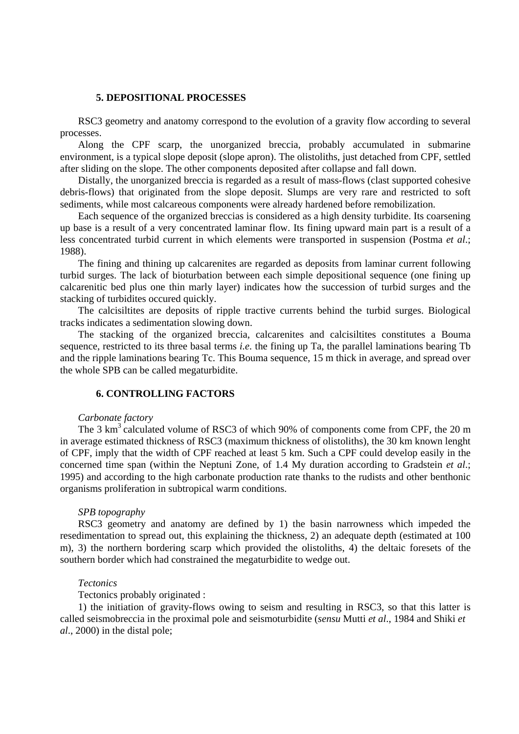## 5. DEPOSITIONAL PROCESSES

RSC3 geometry and anatomy correspond to the evolution of a gravity flow according to several processes.

Along the CPF scarp, the unorganized breccia, probably accumulated in submarine environment, is a typical slope deposit (slope apron). The olistoliths, just detached from CPF, settled after sliding on the slope. The other components deposited after collapse and fall down.

Distally, the unorganized breccia is regarded as a result of mass-flows (clast supported cohesive debris-flows) that originated from the slope deposit. Slumps are very rare and restricted to soft sediments, while most calcareous components were already hardened before remobilization.

Each sequence of the organized breccias is considered as a high density turbidite. Its coarsening up base is a result of a very concentrated laminar flow. Its fining upward main part is a result of a less concentrated turbid current in which elements were transported in suspension (Postma *et al*.; 1988).

The fining and thining up calcarenites are regarded as deposits from laminar current following turbid surges. The lack of bioturbation between each simple depositional sequence (one fining up calcarenitic bed plus one thin marly layer) indicates how the succession of turbid surges and the stacking of turbidites occured quickly.

The calcisiltites are deposits of ripple tractive currents behind the turbid surges. Biological tracks indicates a sedimentation slowing down.

The stacking of the organized breccia, calcarenites and calcisiltites constitutes a Bouma sequence, restricted to its three basal terms *i.e.* the fining up Ta, the parallel laminations bearing Tb and the ripple laminations bearing Tc. This Bouma sequence, 15 m thick in average, and spread over the whole SPB can be called megaturbidite.

## 6. CONTROLLING FACTORS

*Carbonate factory*

The 3 $km^3$ calculated volume of RSC3 of which 90% of components come from CPF, the 20 m in average estimated thickness of RSC3 (maximum thickness of olistoliths), the 30 km known lenght of CPF, imply that the width of CPF reached at least 5 km. Such a CPF could develop easily in the concerned time span (within the Neptuni Zone, of 1.4 My duration according to Gradstein *et al*.; 1995) and according to the high carbonate production rate thanks to the rudists and other benthonic organisms proliferation in subtropical warm conditions.

*SPB topography*

RSC3 geometry and anatomy are defined by 1) the basin narrowness which impeded the resedimentation to spread out, this explaining the thickness, 2) an adequate depth (estimated at 100 m), 3) the northern bordering scarp which provided the olistoliths, 4) the deltaic foresets of the southern border which had constrained the megaturbidite to wedge out.

*Tectonics*

Tectonics probably originated :

1) the initiation of gravity-flows owing to seism and resulting in RSC3, so that this latter is called seismobreccia in the proximal pole and seismoturbidite (*sensu* Mutti *et al*., 1984 and Shiki *et al*., 2000) in the distal pole;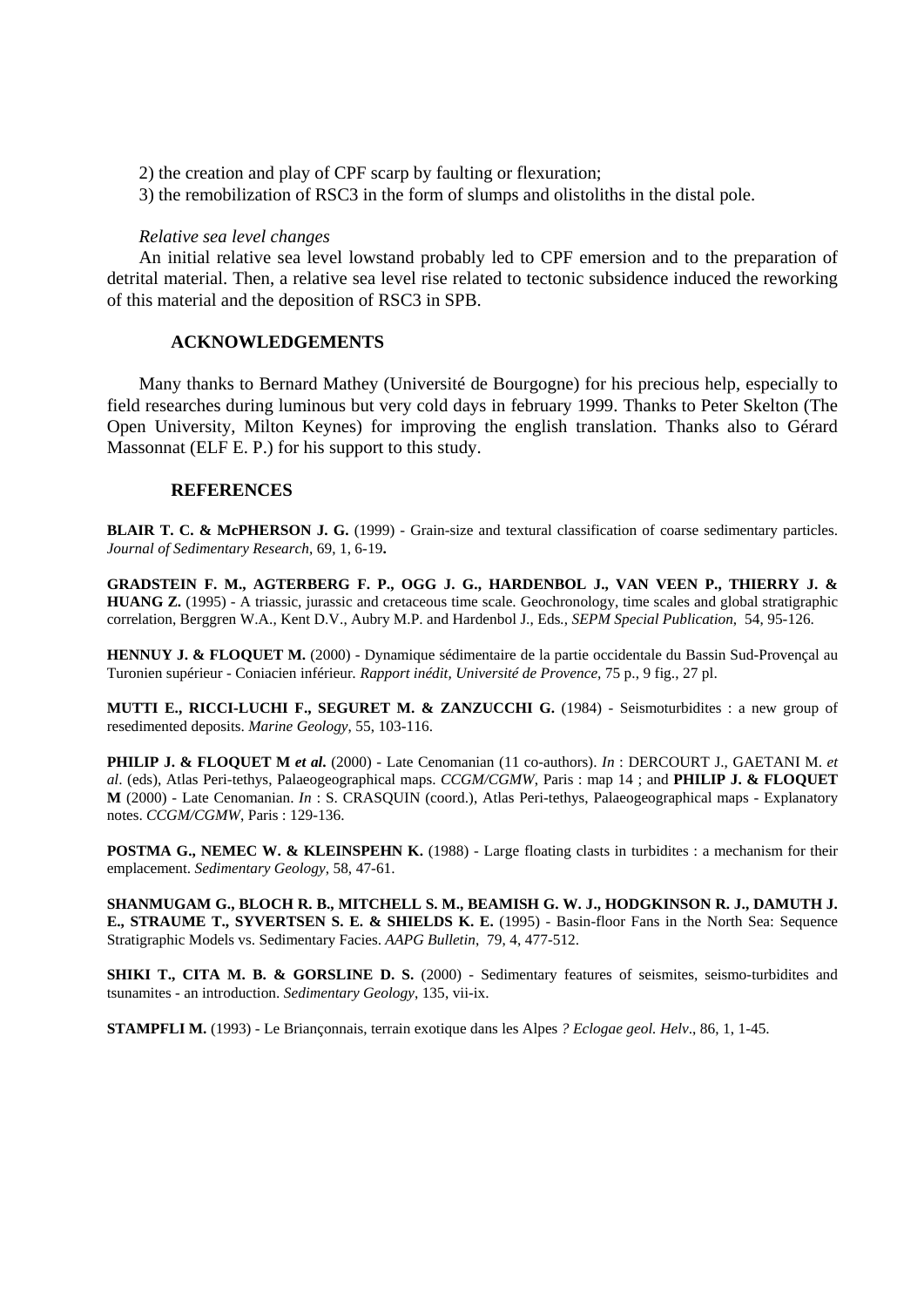2) the creation and play of CPF scarp by faulting or flexuration;

3) the remobilization of RSC3 in the form of slumps and olistoliths in the distal pole.

*Relative sea level changes*

An initial relative sea level lowstand probably led to CPF emersion and to the preparation of detrital material. Then, a relative sea level rise related to tectonic subsidence induced the reworking of this material and the deposition of RSC3 in SPB.

## ACKNOWLEDGEMENTS

Many thanks to Bernard Mathey (Université de Bourgogne) for his precious help, especially to field researches during luminous but very cold days in february 1999. Thanks to Peter Skelton (The Open University, Milton Keynes) for improving the english translation. Thanks also to Gérard Massonnat (ELF E. P.) for his support to this study.

## REFERENCES

**BLAIR T. C. & McPHERSON J. G.** (1999) - Grain-size and textural classification of coarse sedimentary particles. *Journal of Sedimentary Research*, 69, 1, 6-19**.**

**GRADSTEIN F. M., AGTERBERG F. P., OGG J. G., HARDENBOL J., VAN VEEN P., THIERRY J. & HUANG Z.** (1995) - A triassic, jurassic and cretaceous time scale. Geochronology, time scales and global stratigraphic correlation, Berggren W.A., Kent D.V., Aubry M.P. and Hardenbol J., Eds., *SEPM Special Publication*, 54, 95-126.

**HENNUY J. & FLOQUET M.** (2000) - Dynamique sédimentaire de la partie occidentale du Bassin Sud-Provençal au Turonien supérieur - Coniacien inférieur. *Rapport inédit, Université de Provence*, 75 p., 9 fig., 27 pl.

**MUTTI E., RICCI-LUCHI F., SEGURET M. & ZANZUCCHI G.** (1984) - Seismoturbidites : a new group of resedimented deposits. *Marine Geology*, 55, 103-116.

**PHILIP J. & FLOQUET M *et al.*** (2000) - Late Cenomanian (11 co-authors). *In* : DERCOURT J., GAETANI M. *et al*. (eds), Atlas Peri-tethys, Palaeogeographical maps. *CCGM/CGMW*, Paris : map 14 ; and **PHILIP J. & FLOQUET M** (2000) - Late Cenomanian. *In* : S. CRASQUIN (coord.), Atlas Peri-tethys, Palaeogeographical maps - Explanatory notes. *CCGM/CGMW*, Paris : 129-136.

**POSTMA G., NEMEC W. & KLEINSPEHN K.** (1988) - Large floating clasts in turbidites : a mechanism for their emplacement. *Sedimentary Geology*, 58, 47-61.

**SHANMUGAM G., BLOCH R. B., MITCHELL S. M., BEAMISH G. W. J., HODGKINSON R. J., DAMUTH J. E., STRAUME T., SYVERTSEN S. E. & SHIELDS K. E.** (1995) - Basin-floor Fans in the North Sea: Sequence Stratigraphic Models vs. Sedimentary Facies. *AAPG Bulletin*, 79, 4, 477-512.

**SHIKI T., CITA M. B. & GORSLINE D. S.** (2000) - Sedimentary features of seismites, seismo-turbidites and tsunamites - an introduction. *Sedimentary Geology*, 135, vii-ix.

**STAMPFLI M.** (1993) - Le Briançonnais, terrain exotique dans les Alpes *? Eclogae geol. Helv*., 86, 1, 1-45.